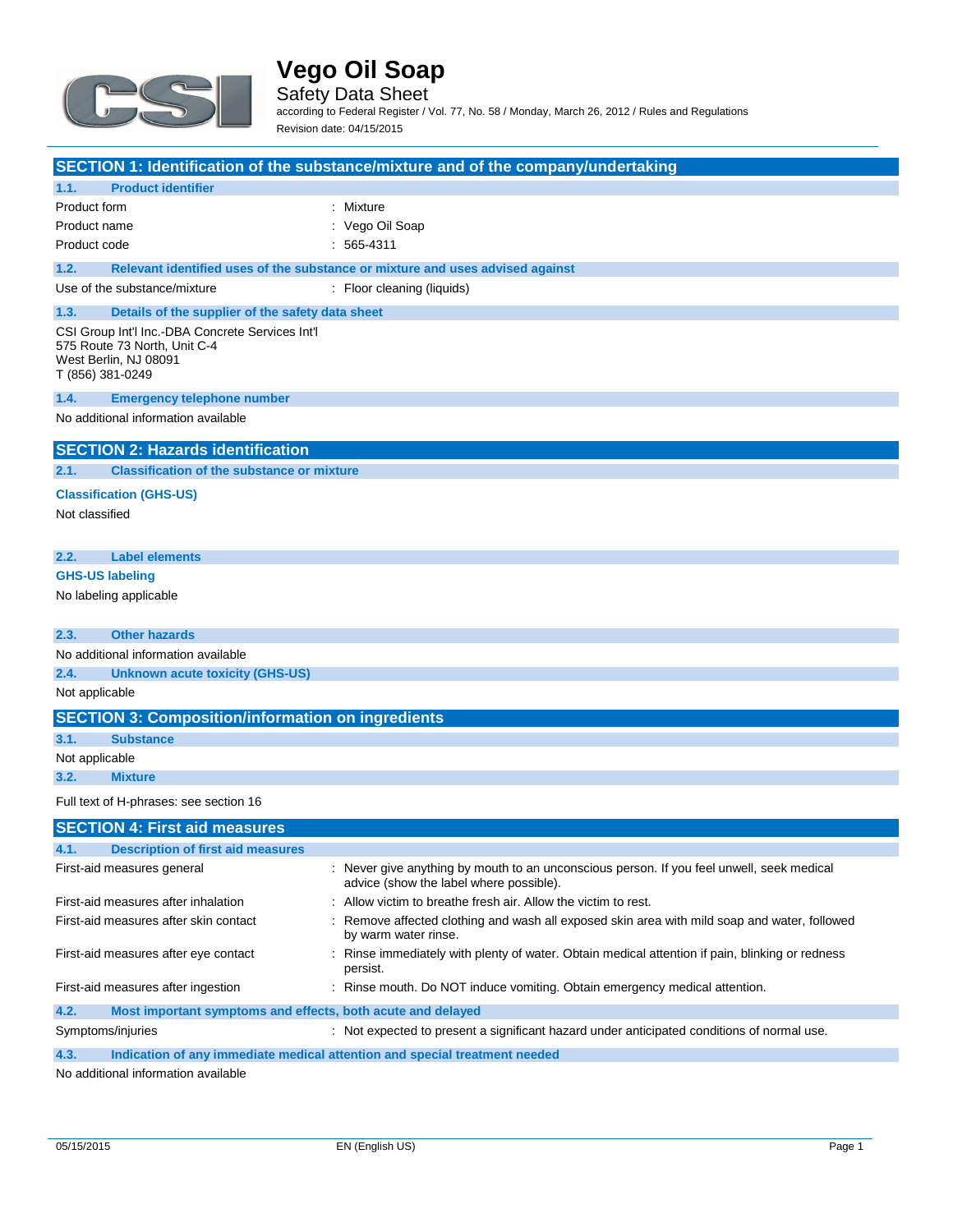# Vego Oil Soap

Safety Data Sheet

according to Federal Register / Vol. 77, No. 58 / Monday, March 26, 2012 / Rules and Regulations

Revision date: 04/15/2015

## SECTION 1: Identification of the substance/mixture and of the company/undertaking

### 1.1. Product identifier

| | |
|---|---|
| Product form | : Mixture |
| Product name | : Vego Oil Soap |
| Product code | : 565-4311 |

### 1.2. Relevant identified uses of the substance or mixture and uses advised against

| | |
|---|---|
| Use of the substance/mixture | : Floor cleaning (liquids) |

### 1.3. Details of the supplier of the safety data sheet

CSI Group Int'l Inc.-DBA Concrete Services Int'l
575 Route 73 North, Unit C-4
West Berlin, NJ 08091
T (856) 381-0249

### 1.4. Emergency telephone number

No additional information available

## SECTION 2: Hazards identification

### 2.1. Classification of the substance or mixture

**Classification (GHS-US)**

Not classified

### 2.2. Label elements

**GHS-US labeling**

No labeling applicable

### 2.3. Other hazards

No additional information available

### 2.4. Unknown acute toxicity (GHS-US)

Not applicable

## SECTION 3: Composition/information on ingredients

### 3.1. Substance

Not applicable

### 3.2. Mixture

Full text of H-phrases: see section 16

## SECTION 4: First aid measures

### 4.1. Description of first aid measures

| | |
|---|---|
| First-aid measures general | : Never give anything by mouth to an unconscious person. If you feel unwell, seek medical advice (show the label where possible). |
| First-aid measures after inhalation | : Allow victim to breathe fresh air. Allow the victim to rest. |
| First-aid measures after skin contact | : Remove affected clothing and wash all exposed skin area with mild soap and water, followed by warm water rinse. |
| First-aid measures after eye contact | : Rinse immediately with plenty of water. Obtain medical attention if pain, blinking or redness persist. |
| First-aid measures after ingestion | : Rinse mouth. Do NOT induce vomiting. Obtain emergency medical attention. |

### 4.2. Most important symptoms and effects, both acute and delayed

| | |
|---|---|
| Symptoms/injuries | : Not expected to present a significant hazard under anticipated conditions of normal use. |

### 4.3. Indication of any immediate medical attention and special treatment needed

No additional information available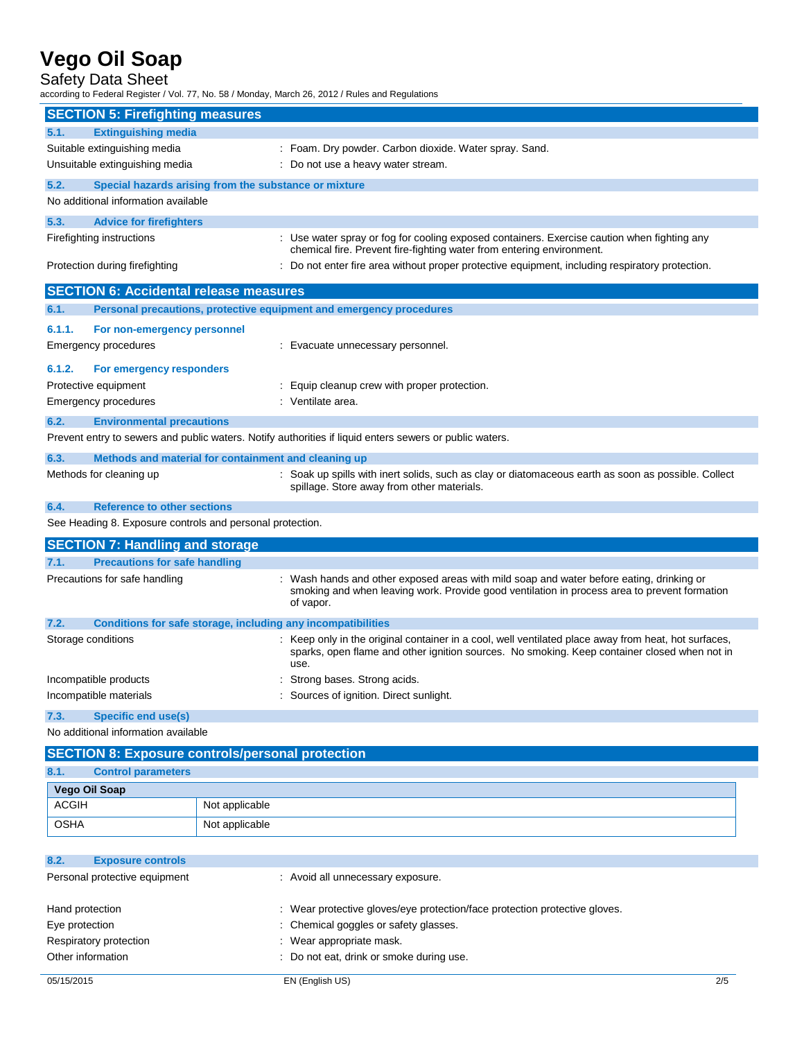## SECTION 5: Firefighting measures

### 5.1. Extinguishing media

Suitable extinguishing media : Foam. Dry powder. Carbon dioxide. Water spray. Sand.

Unsuitable extinguishing media : Do not use a heavy water stream.

### 5.2. Special hazards arising from the substance or mixture

No additional information available

### 5.3. Advice for firefighters

Firefighting instructions : Use water spray or fog for cooling exposed containers. Exercise caution when fighting any chemical fire. Prevent fire-fighting water from entering environment.

Protection during firefighting : Do not enter fire area without proper protective equipment, including respiratory protection.

## SECTION 6: Accidental release measures

### 6.1. Personal precautions, protective equipment and emergency procedures

#### 6.1.1. For non-emergency personnel

Emergency procedures : Evacuate unnecessary personnel.

#### 6.1.2. For emergency responders

Protective equipment : Equip cleanup crew with proper protection.

Emergency procedures : Ventilate area.

### 6.2. Environmental precautions

Prevent entry to sewers and public waters. Notify authorities if liquid enters sewers or public waters.

### 6.3. Methods and material for containment and cleaning up

Methods for cleaning up : Soak up spills with inert solids, such as clay or diatomaceous earth as soon as possible. Collect spillage. Store away from other materials.

### 6.4. Reference to other sections

See Heading 8. Exposure controls and personal protection.

## SECTION 7: Handling and storage

### 7.1. Precautions for safe handling

Precautions for safe handling : Wash hands and other exposed areas with mild soap and water before eating, drinking or smoking and when leaving work. Provide good ventilation in process area to prevent formation of vapor.

### 7.2. Conditions for safe storage, including any incompatibilities

Storage conditions : Keep only in the original container in a cool, well ventilated place away from heat, hot surfaces, sparks, open flame and other ignition sources. No smoking. Keep container closed when not in use.

Incompatible products : Strong bases. Strong acids.

Incompatible materials : Sources of ignition. Direct sunlight.

### 7.3. Specific end use(s)

No additional information available

## SECTION 8: Exposure controls/personal protection

### 8.1. Control parameters

| Vego Oil Soap | |
|---|---|
| ACGIH | Not applicable |
| OSHA | Not applicable |

### 8.2. Exposure controls

Personal protective equipment : Avoid all unnecessary exposure.

Hand protection : Wear protective gloves/eye protection/face protection protective gloves.

Eye protection : Chemical goggles or safety glasses.

Respiratory protection : Wear appropriate mask.

Other information : Do not eat, drink or smoke during use.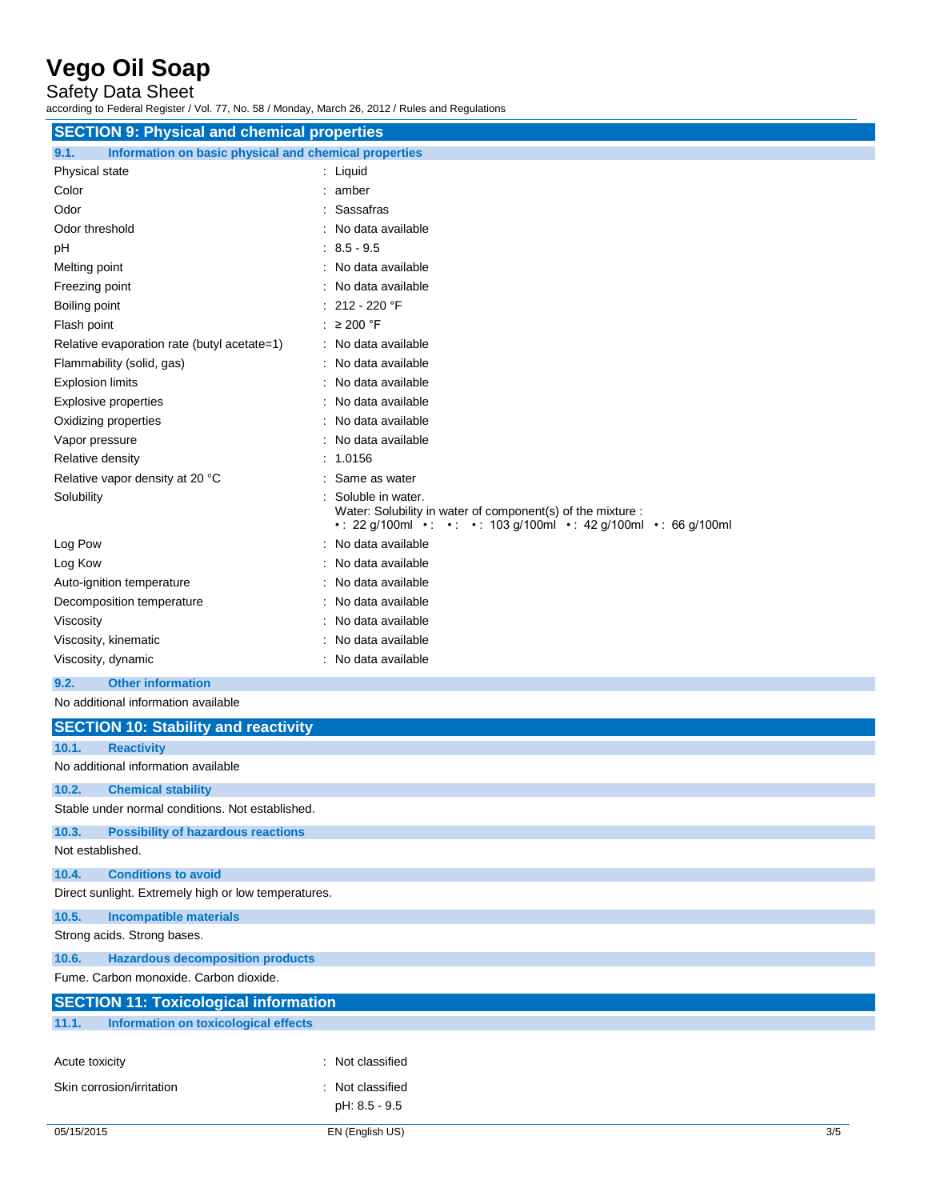## SECTION 9: Physical and chemical properties

### 9.1. Information on basic physical and chemical properties

| Property | Value |
|---|---|
| Physical state | : Liquid |
| Color | : amber |
| Odor | : Sassafras |
| Odor threshold | : No data available |
| pH | : 8.5 - 9.5 |
| Melting point | : No data available |
| Freezing point | : No data available |
| Boiling point | : 212 - 220 °F |
| Flash point | : ≥ 200 °F |
| Relative evaporation rate (butyl acetate=1) | : No data available |
| Flammability (solid, gas) | : No data available |
| Explosion limits | : No data available |
| Explosive properties | : No data available |
| Oxidizing properties | : No data available |
| Vapor pressure | : No data available |
| Relative density | : 1.0156 |
| Relative vapor density at 20 °C | : Same as water |
| Solubility | : Soluble in water. Water: Solubility in water of component(s) of the mixture : • : 22 g/100ml • : • : • : 103 g/100ml • : 42 g/100ml • : 66 g/100ml |
| Log Pow | : No data available |
| Log Kow | : No data available |
| Auto-ignition temperature | : No data available |
| Decomposition temperature | : No data available |
| Viscosity | : No data available |
| Viscosity, kinematic | : No data available |
| Viscosity, dynamic | : No data available |

### 9.2. Other information

No additional information available

## SECTION 10: Stability and reactivity

### 10.1. Reactivity

No additional information available

### 10.2. Chemical stability

Stable under normal conditions. Not established.

### 10.3. Possibility of hazardous reactions

Not established.

### 10.4. Conditions to avoid

Direct sunlight. Extremely high or low temperatures.

### 10.5. Incompatible materials

Strong acids. Strong bases.

### 10.6. Hazardous decomposition products

Fume. Carbon monoxide. Carbon dioxide.

## SECTION 11: Toxicological information

### 11.1. Information on toxicological effects

| Effect | Classification |
|---|---|
| Acute toxicity | : Not classified |
| Skin corrosion/irritation | : Not classified<br>pH: 8.5 - 9.5 |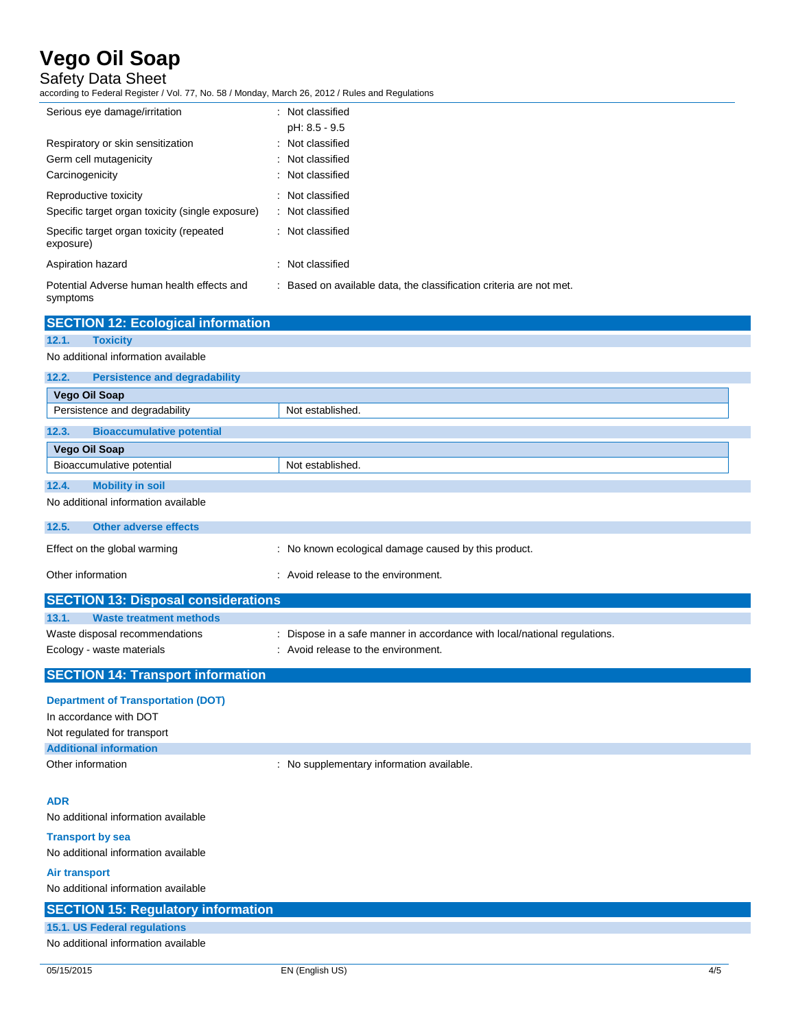| | |
|---|---|
| Serious eye damage/irritation | : Not classified |
| | pH: 8.5 - 9.5 |
| Respiratory or skin sensitization | : Not classified |
| Germ cell mutagenicity | : Not classified |
| Carcinogenicity | : Not classified |
| Reproductive toxicity | : Not classified |
| Specific target organ toxicity (single exposure) | : Not classified |
| Specific target organ toxicity (repeated exposure) | : Not classified |
| Aspiration hazard | : Not classified |
| Potential Adverse human health effects and symptoms | : Based on available data, the classification criteria are not met. |

## SECTION 12: Ecological information

### 12.1. Toxicity

No additional information available

### 12.2. Persistence and degradability

| Vego Oil Soap | |
|---|---|
| Persistence and degradability | Not established. |

### 12.3. Bioaccumulative potential

| Vego Oil Soap | |
|---|---|
| Bioaccumulative potential | Not established. |

### 12.4. Mobility in soil

No additional information available

### 12.5. Other adverse effects

| | |
|---|---|
| Effect on the global warming | : No known ecological damage caused by this product. |
| Other information | : Avoid release to the environment. |

## SECTION 13: Disposal considerations

### 13.1. Waste treatment methods

| | |
|---|---|
| Waste disposal recommendations | : Dispose in a safe manner in accordance with local/national regulations. |
| Ecology - waste materials | : Avoid release to the environment. |

## SECTION 14: Transport information

**Department of Transportation (DOT)**

In accordance with DOT

Not regulated for transport

**Additional information**

Other information : No supplementary information available.

**ADR**

No additional information available

**Transport by sea**

No additional information available

**Air transport**

No additional information available

## SECTION 15: Regulatory information

### 15.1. US Federal regulations

No additional information available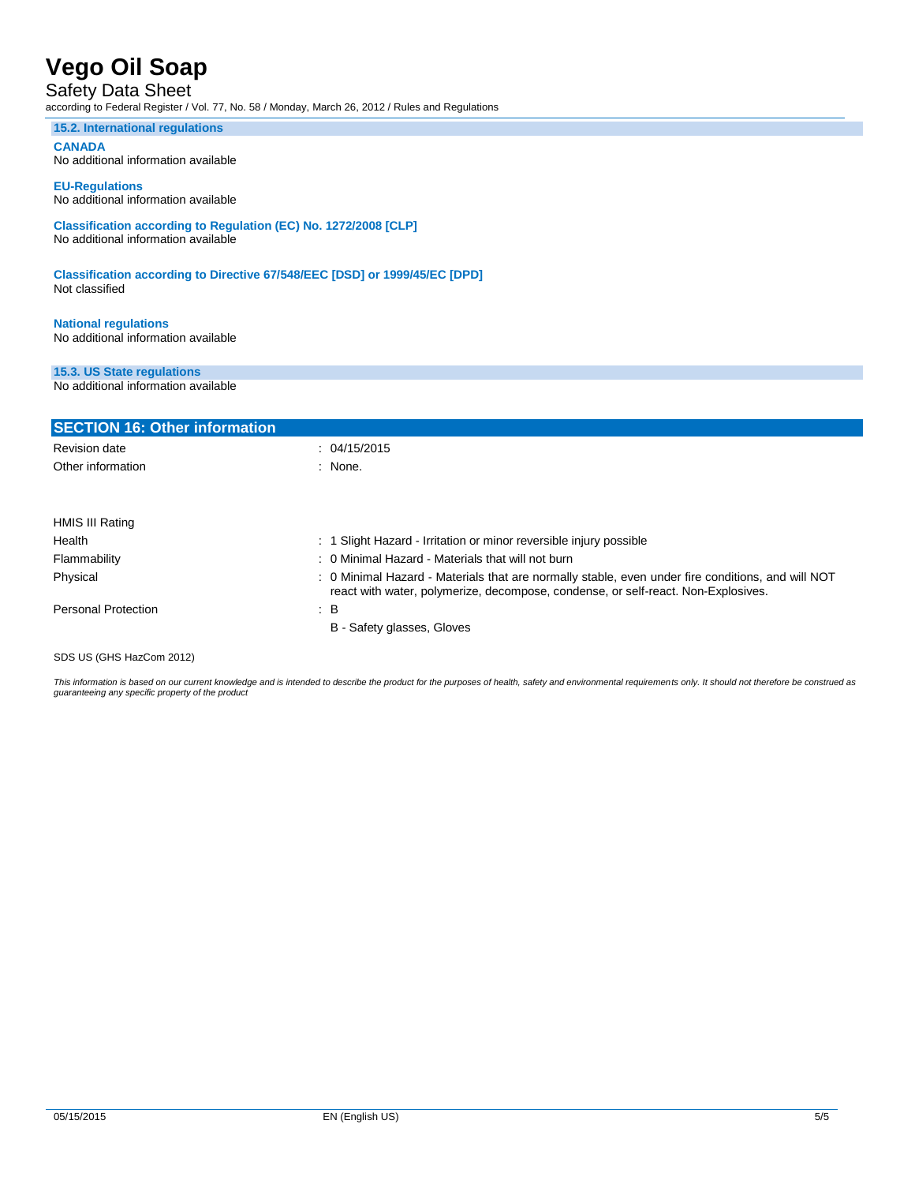### 15.2. International regulations

**CANADA**

No additional information available

**EU-Regulations**

No additional information available

**Classification according to Regulation (EC) No. 1272/2008 [CLP]**

No additional information available

**Classification according to Directive 67/548/EEC [DSD] or 1999/45/EC [DPD]**

Not classified

**National regulations**

No additional information available

### 15.3. US State regulations

No additional information available

## SECTION 16: Other information

| | |
|---|---|
| Revision date | : 04/15/2015 |
| Other information | : None. |

| | |
|---|---|
| HMIS III Rating | |
| Health | : 1 Slight Hazard - Irritation or minor reversible injury possible |
| Flammability | : 0 Minimal Hazard - Materials that will not burn |
| Physical | : 0 Minimal Hazard - Materials that are normally stable, even under fire conditions, and will NOT react with water, polymerize, decompose, condense, or self-react. Non-Explosives. |
| Personal Protection | : B<br>B - Safety glasses, Gloves |

SDS US (GHS HazCom 2012)

*This information is based on our current knowledge and is intended to describe the product for the purposes of health, safety and environmental requirements only. It should not therefore be construed as guaranteeing any specific property of the product*